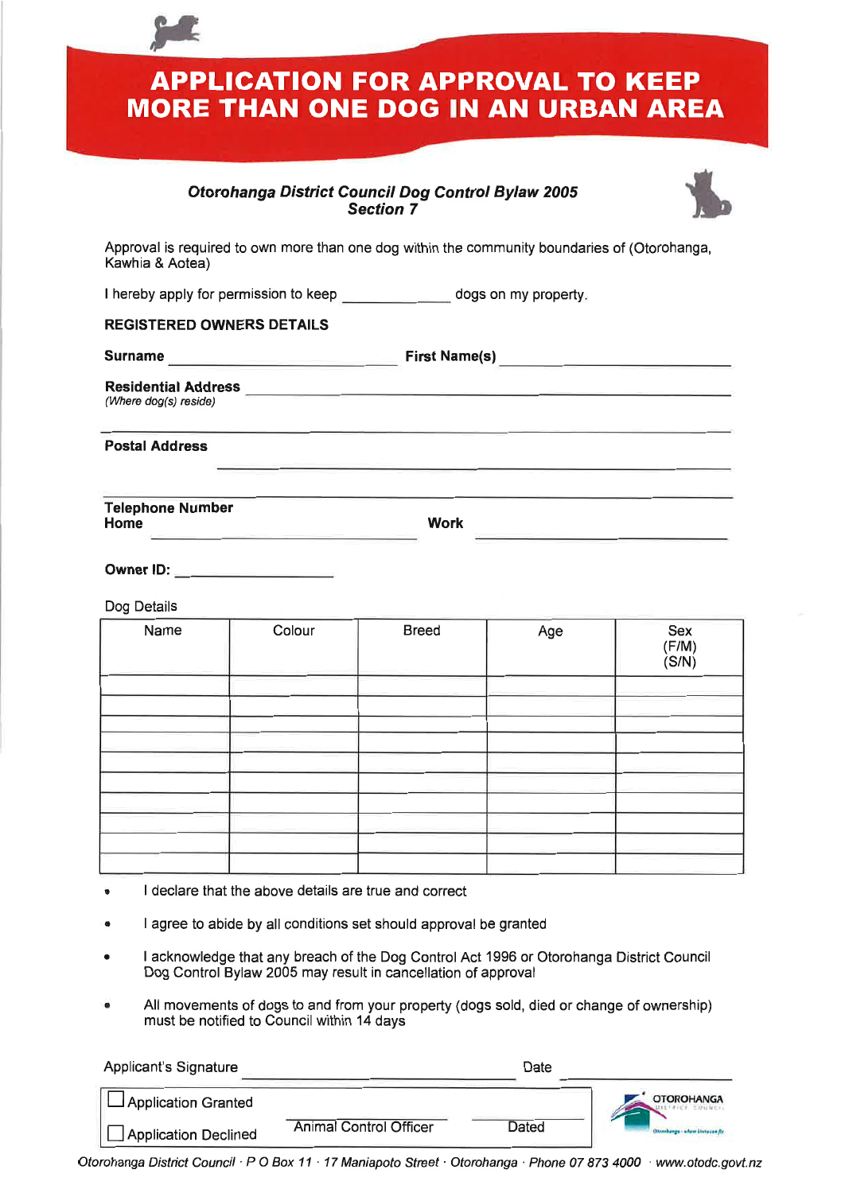# APPLICATION FOR APPROVAL TO KEEP MORE THAN ONE DOG IN AN URBAN AREA

***Otorohanga District Council Dog Control Bylaw 2005***
***Section 7***

Approval is required to own more than one dog within the community boundaries of (Otorohanga, Kawhia & Aotea)

I hereby apply for permission to keep ____________ dogs on my property.

**REGISTERED OWNERS DETAILS**

**Surname** ______________________ **First Name(s)** ______________________

**Residential Address** ______________________________________________
*(Where dog(s) reside)*

______________________________________________

**Postal Address** ______________________________________________

______________________________________________

**Telephone Number**
**Home** ______________________ **Work** ______________________

**Owner ID:** ______________

Dog Details

| Name | Colour | Breed | Age | Sex (F/M) (S/N) |
|---|---|---|---|---|
| | | | | |
| | | | | |
| | | | | |
| | | | | |
| | | | | |
| | | | | |
| | | | | |
| | | | | |
| | | | | |
| | | | | |

- I declare that the above details are true and correct
- I agree to abide by all conditions set should approval be granted
- I acknowledge that any breach of the Dog Control Act 1996 or Otorohanga District Council Dog Control Bylaw 2005 may result in cancellation of approval
- All movements of dogs to and from your property (dogs sold, died or change of ownership) must be notified to Council within 14 days

Applicant's Signature ______________________ Date ______________

☐ Application Granted

☐ Application Declined

Animal Control Officer ______________ Dated ______________

OTOROHANGA DISTRICT COUNCIL

*Otorohanga District Council · P O Box 11 · 17 Maniapoto Street · Otorohanga · Phone 07 873 4000 · www.otodc.govt.nz*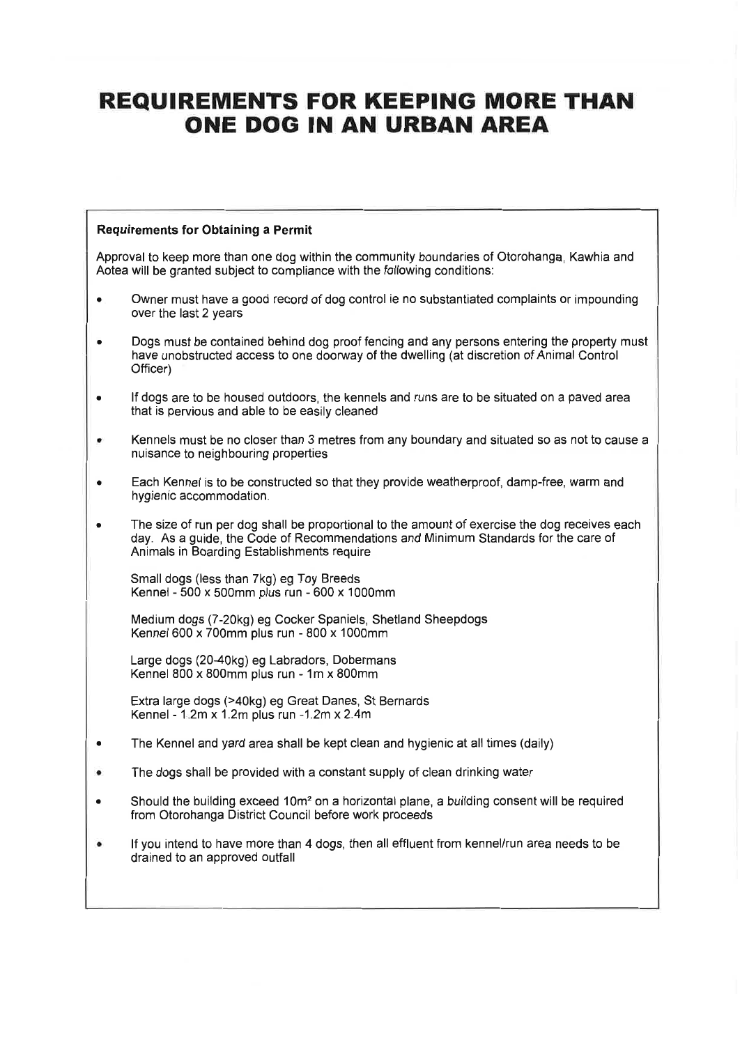# REQUIREMENTS FOR KEEPING MORE THAN ONE DOG IN AN URBAN AREA

**Requirements for Obtaining a Permit**

Approval to keep more than one dog within the community boundaries of Otorohanga, Kawhia and Aotea will be granted subject to compliance with the following conditions:

- Owner must have a good record of dog control ie no substantiated complaints or impounding over the last 2 years
- Dogs must be contained behind dog proof fencing and any persons entering the property must have unobstructed access to one doorway of the dwelling (at discretion of Animal Control Officer)
- If dogs are to be housed outdoors, the kennels and runs are to be situated on a paved area that is pervious and able to be easily cleaned
- Kennels must be no closer than 3 metres from any boundary and situated so as not to cause a nuisance to neighbouring properties
- Each Kennel is to be constructed so that they provide weatherproof, damp-free, warm and hygienic accommodation.
- The size of run per dog shall be proportional to the amount of exercise the dog receives each day. As a guide, the Code of Recommendations and Minimum Standards for the care of Animals in Boarding Establishments require

  Small dogs (less than 7kg) eg Toy Breeds
  Kennel - 500 x 500mm plus run - 600 x 1000mm

  Medium dogs (7-20kg) eg Cocker Spaniels, Shetland Sheepdogs
  Kennel 600 x 700mm plus run - 800 x 1000mm

  Large dogs (20-40kg) eg Labradors, Dobermans
  Kennel 800 x 800mm plus run - 1m x 800mm

  Extra large dogs (>40kg) eg Great Danes, St Bernards
  Kennel - 1.2m x 1.2m plus run -1.2m x 2.4m

- The Kennel and yard area shall be kept clean and hygienic at all times (daily)
- The dogs shall be provided with a constant supply of clean drinking water
- Should the building exceed $10m^2$ on a horizontal plane, a building consent will be required from Otorohanga District Council before work proceeds
- If you intend to have more than 4 dogs, then all effluent from kennel/run area needs to be drained to an approved outfall